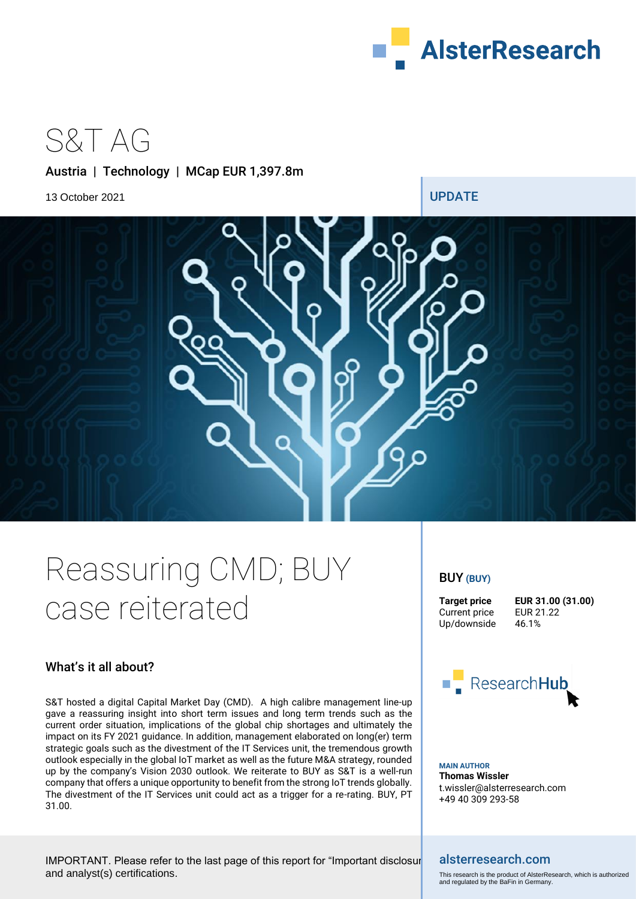# S&T AG

**Austria | Technology | MCap EUR 1,397.8m**

13 October 2021

**UPDATE**

# Reassuring CMD; BUY case reiterated

### What's it all about?

S&T hosted a digital Capital Market Day (CMD). A high calibre management line-up gave a reassuring insight into short term issues and long term trends such as the current order situation, implications of the global chip shortages and ultimately the impact on its FY 2021 guidance. In addition, management elaborated on long(er) term strategic goals such as the divestment of the IT Services unit, the tremendous growth outlook especially in the global IoT market as well as the future M&A strategy, rounded up by the company's Vision 2030 outlook. We reiterate to BUY as S&T is a well-run company that offers a unique opportunity to benefit from the strong IoT trends globally. The divestment of the IT Services unit could act as a trigger for a re-rating. BUY, PT 31.00.

## BUY (BUY)

| | |
|---|---|
| **Target price** | **EUR 31.00 (31.00)** |
| Current price | EUR 21.22 |
| Up/downside | 46.1% |

ResearchHub

**MAIN AUTHOR**
**Thomas Wissler**
t.wissler@alsterresearch.com
+49 40 309 293-58

IMPORTANT. Please refer to the last page of this report for "Important disclosures and analyst(s) certifications.

**alsterresearch.com**

This research is the product of AlsterResearch, which is authorized and regulated by the BaFin in Germany.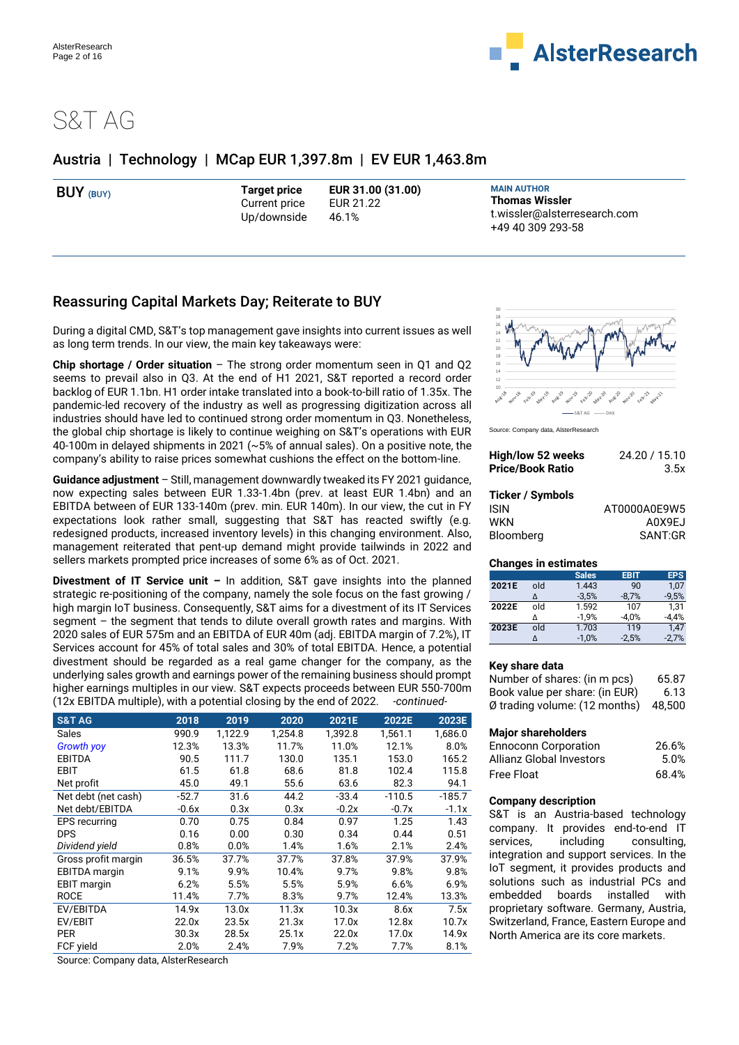# S&T AG

## Austria | Technology | MCap EUR 1,397.8m | EV EUR 1,463.8m

**BUY** (BUY)

| | |
|---|---|
| **Target price** | **EUR 31.00 (31.00)** |
| Current price | EUR 21.22 |
| Up/downside | 46.1% |

MAIN AUTHOR
**Thomas Wissler**
t.wissler@alsterresearch.com
+49 40 309 293-58

## Reassuring Capital Markets Day; Reiterate to BUY

During a digital CMD, S&T's top management gave insights into current issues as well as long term trends. In our view, the main key takeaways were:

**Chip shortage / Order situation** – The strong order momentum seen in Q1 and Q2 seems to prevail also in Q3. At the end of H1 2021, S&T reported a record order backlog of EUR 1.1bn. H1 order intake translated into a book-to-bill ratio of 1.35x. The pandemic-led recovery of the industry as well as progressing digitization across all industries should have led to continued strong order momentum in Q3. Nonetheless, the global chip shortage is likely to continue weighing on S&T's operations with EUR 40-100m in delayed shipments in 2021 (~5% of annual sales). On a positive note, the company's ability to raise prices somewhat cushions the effect on the bottom-line.

**Guidance adjustment** – Still, management downwardly tweaked its FY 2021 guidance, now expecting sales between EUR 1.33-1.4bn (prev. at least EUR 1.4bn) and an EBITDA between of EUR 133-140m (prev. min. EUR 140m). In our view, the cut in FY expectations look rather small, suggesting that S&T has reacted swiftly (e.g. redesigned products, increased inventory levels) in this changing environment. Also, management reiterated that pent-up demand might provide tailwinds in 2022 and sellers markets prompted price increases of some 6% as of Oct. 2021.

**Divestment of IT Service unit –** In addition, S&T gave insights into the planned strategic re-positioning of the company, namely the sole focus on the fast growing / high margin IoT business. Consequently, S&T aims for a divestment of its IT Services segment – the segment that tends to dilute overall growth rates and margins. With 2020 sales of EUR 575m and an EBITDA of EUR 40m (adj. EBITDA margin of 7.2%), IT Services account for 45% of total sales and 30% of total EBITDA. Hence, a potential divestment should be regarded as a real game changer for the company, as the underlying sales growth and earnings power of the remaining business should prompt higher earnings multiples in our view. S&T expects proceeds between EUR 550-700m (12x EBITDA multiple), with a potential closing by the end of 2022. *-continued-*

| S&T AG | 2018 | 2019 | 2020 | 2021E | 2022E | 2023E |
|---|---|---|---|---|---|---|
| Sales | 990.9 | 1,122.9 | 1,254.8 | 1,392.8 | 1,561.1 | 1,686.0 |
| *Growth yoy* | 12.3% | 13.3% | 11.7% | 11.0% | 12.1% | 8.0% |
| EBITDA | 90.5 | 111.7 | 130.0 | 135.1 | 153.0 | 165.2 |
| EBIT | 61.5 | 61.8 | 68.6 | 81.8 | 102.4 | 115.8 |
| Net profit | 45.0 | 49.1 | 55.6 | 63.6 | 82.3 | 94.1 |
| Net debt (net cash) | -52.7 | 31.6 | 44.2 | -33.4 | -110.5 | -185.7 |
| Net debt/EBITDA | -0.6x | 0.3x | 0.3x | -0.2x | -0.7x | -1.1x |
| EPS recurring | 0.70 | 0.75 | 0.84 | 0.97 | 1.25 | 1.43 |
| DPS | 0.16 | 0.00 | 0.30 | 0.34 | 0.44 | 0.51 |
| *Dividend yield* | 0.8% | 0.0% | 1.4% | 1.6% | 2.1% | 2.4% |
| Gross profit margin | 36.5% | 37.7% | 37.7% | 37.8% | 37.9% | 37.9% |
| EBITDA margin | 9.1% | 9.9% | 10.4% | 9.7% | 9.8% | 9.8% |
| EBIT margin | 6.2% | 5.5% | 5.5% | 5.9% | 6.6% | 6.9% |
| ROCE | 11.4% | 7.7% | 8.3% | 9.7% | 12.4% | 13.3% |
| EV/EBITDA | 14.9x | 13.0x | 11.3x | 10.3x | 8.6x | 7.5x |
| EV/EBIT | 22.0x | 23.5x | 21.3x | 17.0x | 12.8x | 10.7x |
| PER | 30.3x | 28.5x | 25.1x | 22.0x | 17.0x | 14.9x |
| FCF yield | 2.0% | 2.4% | 7.9% | 7.2% | 7.7% | 8.1% |

Source: Company data, AlsterResearch

Source: Company data, AlsterResearch

| | |
|---|---|
| **High/low 52 weeks** | 24.20 / 15.10 |
| **Price/Book Ratio** | 3.5x |

**Ticker / Symbols**

| | |
|---|---|
| ISIN | AT0000A0E9W5 |
| WKN | A0X9EJ |
| Bloomberg | SANT:GR |

**Changes in estimates**

| | | Sales | EBIT | EPS |
|---|---|---|---|---|
| **2021E** | old | 1.443 | 90 | 1,07 |
| | Δ | -3,5% | -8,7% | -9,5% |
| **2022E** | old | 1.592 | 107 | 1,31 |
| | Δ | -1,9% | -4,0% | -4,4% |
| **2023E** | old | 1.703 | 119 | 1,47 |
| | Δ | -1,0% | -2,5% | -2,7% |

**Key share data**

| | |
|---|---|
| Number of shares: (in m pcs) | 65.87 |
| Book value per share: (in EUR) | 6.13 |
| Ø trading volume: (12 months) | 48,500 |

**Major shareholders**

| | |
|---|---|
| Ennoconn Corporation | 26.6% |
| Allianz Global Investors | 5.0% |
| Free Float | 68.4% |

**Company description**

S&T is an Austria-based technology company. It provides end-to-end IT services, including consulting, integration and support services. In the IoT segment, it provides products and solutions such as industrial PCs and embedded boards installed with proprietary software. Germany, Austria, Switzerland, France, Eastern Europe and North America are its core markets.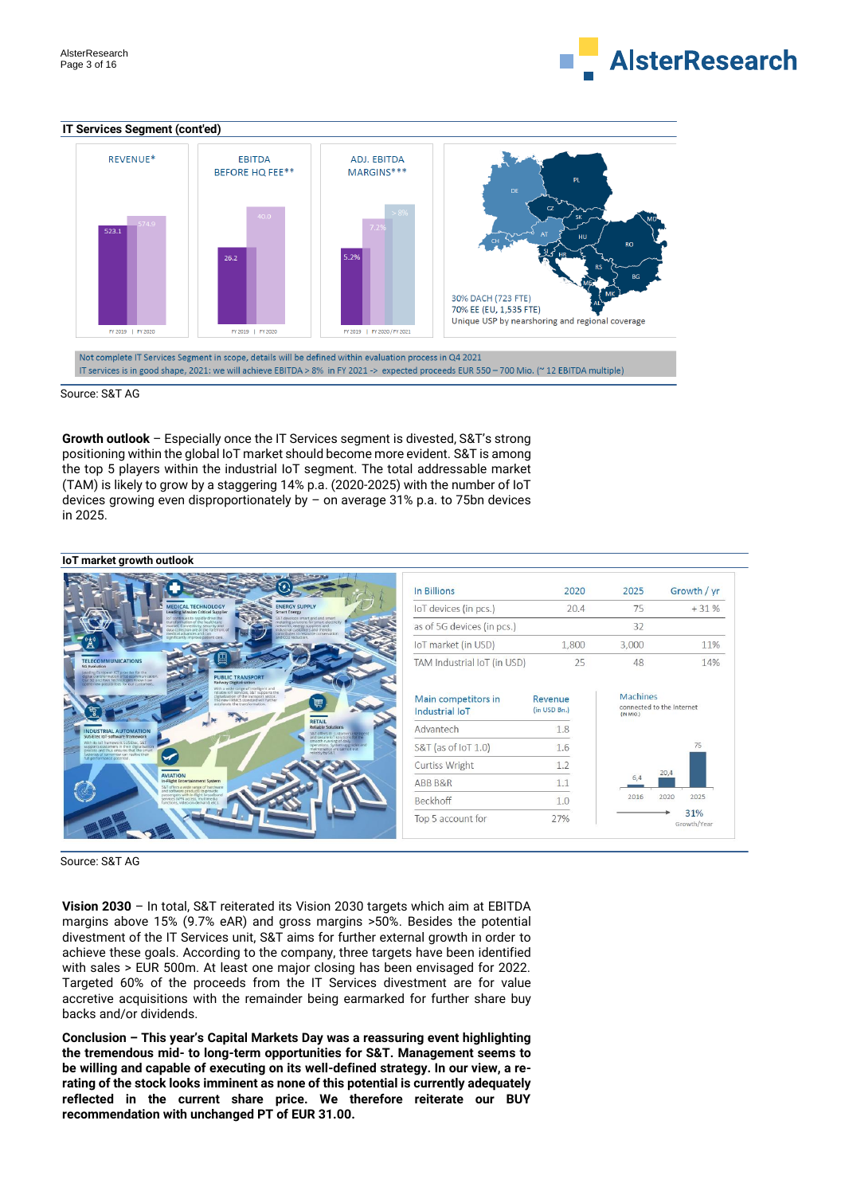**IT Services Segment (cont'ed)**

| REVENUE* | | EBITDA BEFORE HQ FEE** | | ADJ. EBITDA MARGINS*** | |
|---|---|---|---|---|---|
| FY 2019 | FY 2020 | FY 2019 | FY 2020 | FY 2019 | FY 2020 / FY 2021 |
| 523.1 | 574.9 | 26.2 | 40.0 | 5.2% | 7.2% / > 8% |

30% DACH (723 FTE)
70% EE (EU, 1,535 FTE)
Unique USP by nearshoring and regional coverage

Not complete IT Services Segment in scope, details will be defined within evaluation process in Q4 2021
IT services is in good shape, 2021: we will achieve EBITDA > 8% in FY 2021 -> expected proceeds EUR 550 – 700 Mio. (~ 12 EBITDA multiple)

Source: S&T AG

**Growth outlook** – Especially once the IT Services segment is divested, S&T's strong positioning within the global IoT market should become more evident. S&T is among the top 5 players within the industrial IoT segment. The total addressable market (TAM) is likely to grow by a staggering 14% p.a. (2020-2025) with the number of IoT devices growing even disproportionately by – on average 31% p.a. to 75bn devices in 2025.

**IoT market growth outlook**

| In Billions | 2020 | 2025 | Growth / yr |
|---|---|---|---|
| IoT devices (in pcs.) | 20.4 | 75 | + 31 % |
| as of 5G devices (in pcs.) | | 32 | |
| IoT market (in USD) | 1,800 | 3,000 | 11% |
| TAM Industrial IoT (in USD) | 25 | 48 | 14% |

| Main competitors in Industrial IoT | Revenue (in USD Bn.) |
|---|---|
| Advantech | 1.8 |
| S&T (as of IoT 1.0) | 1.6 |
| Curtiss Wright | 1.2 |
| ABB B&R | 1.1 |
| Beckhoff | 1.0 |
| Top 5 account for | 27% |

Machines connected to the Internet (in Mio.)

| 2016 | 2020 | 2025 |
|---|---|---|
| 6,4 | 20,4 | 75 |

31% Growth/Year

Source: S&T AG

**Vision 2030** – In total, S&T reiterated its Vision 2030 targets which aim at EBITDA margins above 15% (9.7% eAR) and gross margins >50%. Besides the potential divestment of the IT Services unit, S&T aims for further external growth in order to achieve these goals. According to the company, three targets have been identified with sales > EUR 500m. At least one major closing has been envisaged for 2022. Targeted 60% of the proceeds from the IT Services divestment are for value accretive acquisitions with the remainder being earmarked for further share buy backs and/or dividends.

**Conclusion – This year's Capital Markets Day was a reassuring event highlighting the tremendous mid- to long-term opportunities for S&T. Management seems to be willing and capable of executing on its well-defined strategy. In our view, a re-rating of the stock looks imminent as none of this potential is currently adequately reflected in the current share price. We therefore reiterate our BUY recommendation with unchanged PT of EUR 31.00.**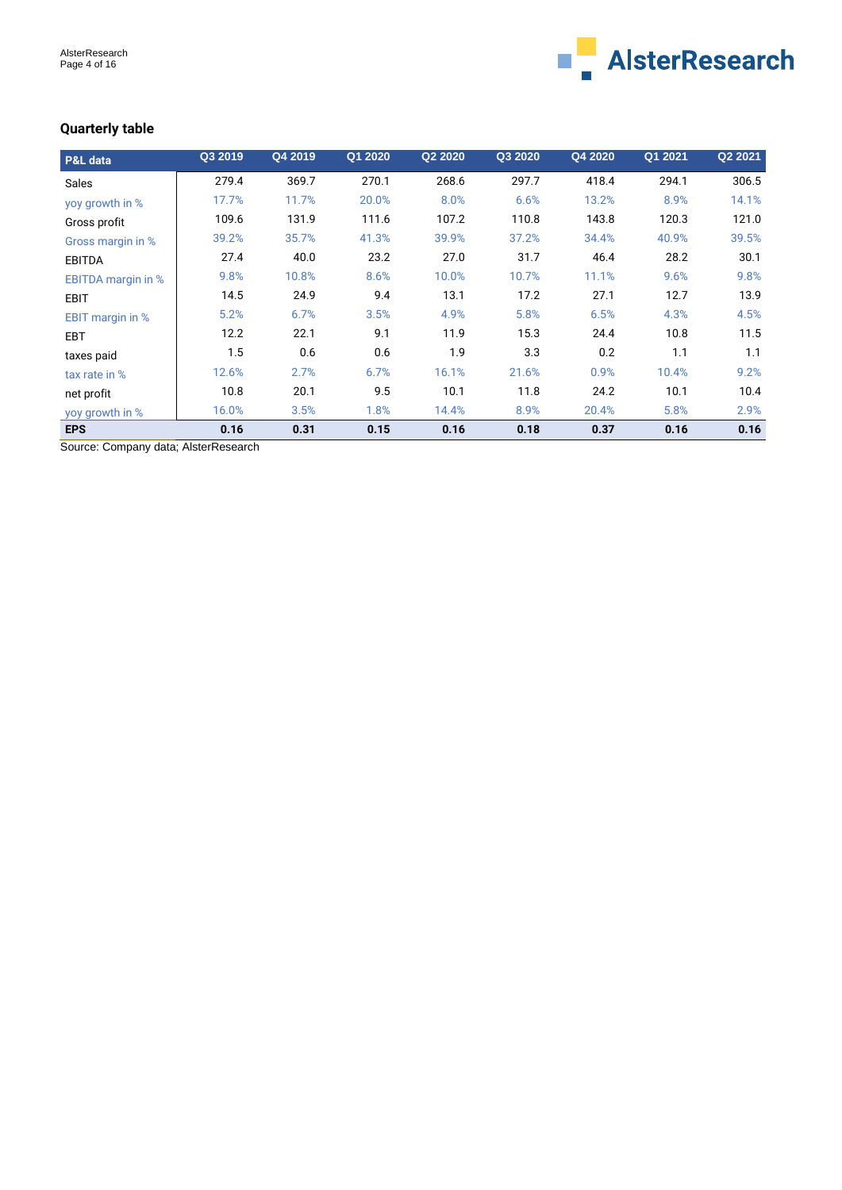## Quarterly table

| P&L data | Q3 2019 | Q4 2019 | Q1 2020 | Q2 2020 | Q3 2020 | Q4 2020 | Q1 2021 | Q2 2021 |
|---|---|---|---|---|---|---|---|---|
| Sales | 279.4 | 369.7 | 270.1 | 268.6 | 297.7 | 418.4 | 294.1 | 306.5 |
| yoy growth in % | 17.7% | 11.7% | 20.0% | 8.0% | 6.6% | 13.2% | 8.9% | 14.1% |
| Gross profit | 109.6 | 131.9 | 111.6 | 107.2 | 110.8 | 143.8 | 120.3 | 121.0 |
| Gross margin in % | 39.2% | 35.7% | 41.3% | 39.9% | 37.2% | 34.4% | 40.9% | 39.5% |
| EBITDA | 27.4 | 40.0 | 23.2 | 27.0 | 31.7 | 46.4 | 28.2 | 30.1 |
| EBITDA margin in % | 9.8% | 10.8% | 8.6% | 10.0% | 10.7% | 11.1% | 9.6% | 9.8% |
| EBIT | 14.5 | 24.9 | 9.4 | 13.1 | 17.2 | 27.1 | 12.7 | 13.9 |
| EBIT margin in % | 5.2% | 6.7% | 3.5% | 4.9% | 5.8% | 6.5% | 4.3% | 4.5% |
| EBT | 12.2 | 22.1 | 9.1 | 11.9 | 15.3 | 24.4 | 10.8 | 11.5 |
| taxes paid | 1.5 | 0.6 | 0.6 | 1.9 | 3.3 | 0.2 | 1.1 | 1.1 |
| tax rate in % | 12.6% | 2.7% | 6.7% | 16.1% | 21.6% | 0.9% | 10.4% | 9.2% |
| net profit | 10.8 | 20.1 | 9.5 | 10.1 | 11.8 | 24.2 | 10.1 | 10.4 |
| yoy growth in % | 16.0% | 3.5% | 1.8% | 14.4% | 8.9% | 20.4% | 5.8% | 2.9% |
| **EPS** | **0.16** | **0.31** | **0.15** | **0.16** | **0.18** | **0.37** | **0.16** | **0.16** |

Source: Company data; AlsterResearch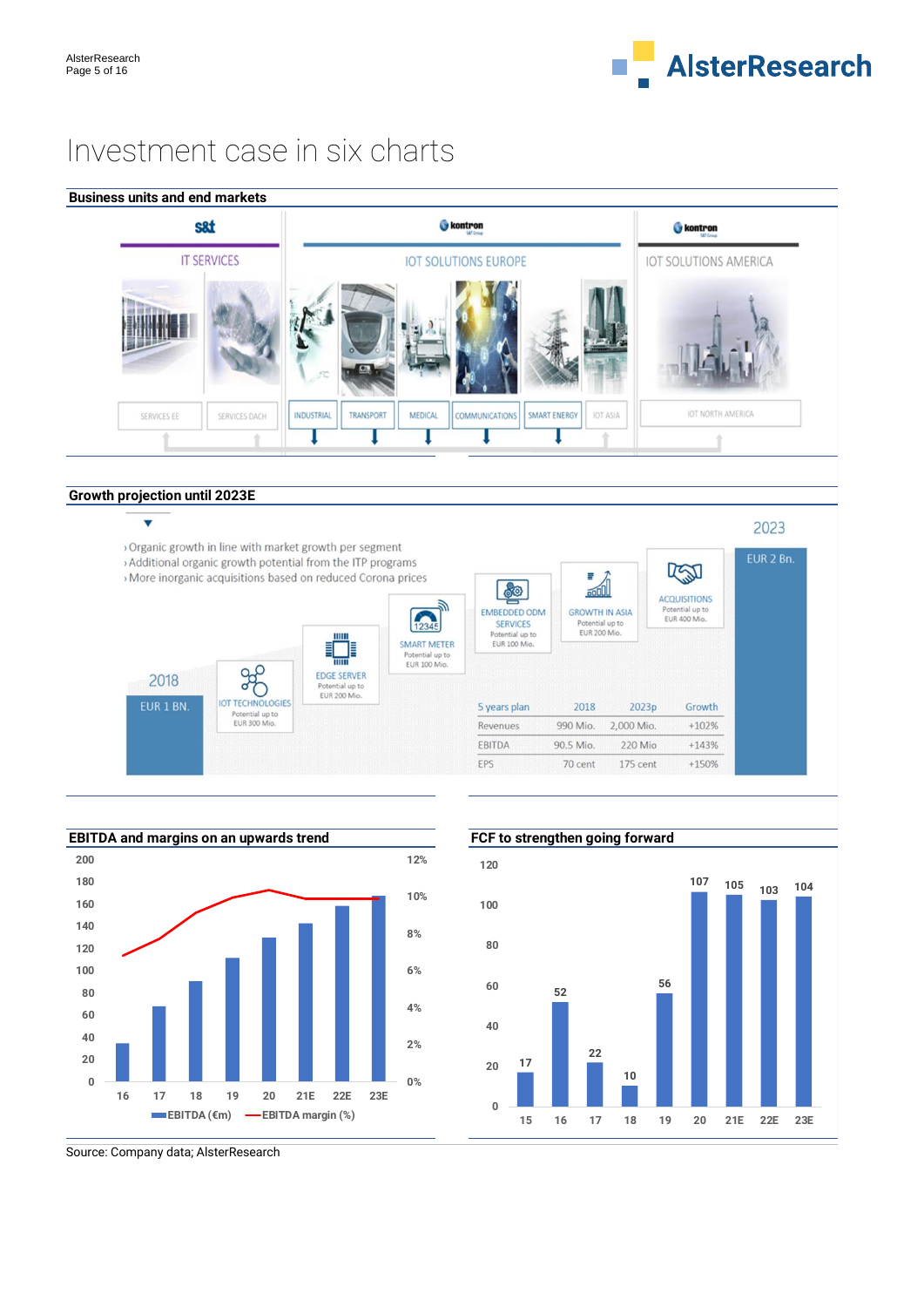# Investment case in six charts

## Business units and end markets

s&t — IT SERVICES

- SERVICES EE
- SERVICES DACH

kontron — IOT SOLUTIONS EUROPE

- INDUSTRIAL
- TRANSPORT
- MEDICAL
- COMMUNICATIONS
- SMART ENERGY
- IOT ASIA

kontron — IOT SOLUTIONS AMERICA

- IOT NORTH AMERICA

## Growth projection until 2023E

- Organic growth in line with market growth per segment
- Additional organic growth potential from the ITP programs
- More inorganic acquisitions based on reduced Corona prices

2018: EUR 1 BN.

- IOT TECHNOLOGIES — Potential up to EUR 300 Mio.
- EDGE SERVER — Potential up to EUR 200 Mio.
- SMART METER — Potential up to EUR 100 Mio.
- EMBEDDED ODM SERVICES — Potential up to EUR 100 Mio.
- GROWTH IN ASIA — Potential up to EUR 200 Mio.
- ACQUISITIONS — Potential up to EUR 400 Mio.

2023: EUR 2 Bn.

| 5 years plan | 2018 | 2023p | Growth |
|---|---|---|---|
| Revenues | 990 Mio. | 2,000 Mio. | +102% |
| EBITDA | 90.5 Mio. | 220 Mio | +143% |
| EPS | 70 cent | 175 cent | +150% |

## EBITDA and margins on an upwards trend

Chart: EBITDA (€m) bars and EBITDA margin (%) line, years 16, 17, 18, 19, 20, 21E, 22E, 23E.

## FCF to strengthen going forward

| 15 | 16 | 17 | 18 | 19 | 20 | 21E | 22E | 23E |
|---|---|---|---|---|---|---|---|---|
| 17 | 52 | 22 | 10 | 56 | 107 | 105 | 103 | 104 |

Source: Company data; AlsterResearch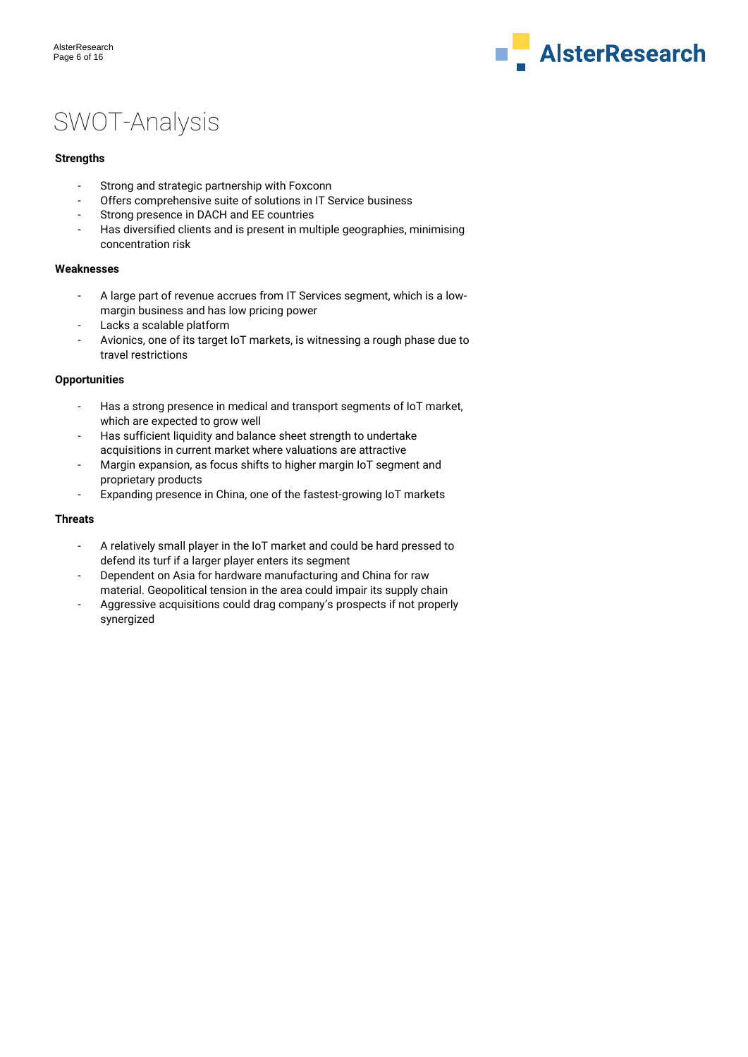# SWOT-Analysis

**Strengths**

- Strong and strategic partnership with Foxconn
- Offers comprehensive suite of solutions in IT Service business
- Strong presence in DACH and EE countries
- Has diversified clients and is present in multiple geographies, minimising concentration risk

**Weaknesses**

- A large part of revenue accrues from IT Services segment, which is a low-margin business and has low pricing power
- Lacks a scalable platform
- Avionics, one of its target IoT markets, is witnessing a rough phase due to travel restrictions

**Opportunities**

- Has a strong presence in medical and transport segments of IoT market, which are expected to grow well
- Has sufficient liquidity and balance sheet strength to undertake acquisitions in current market where valuations are attractive
- Margin expansion, as focus shifts to higher margin IoT segment and proprietary products
- Expanding presence in China, one of the fastest-growing IoT markets

**Threats**

- A relatively small player in the IoT market and could be hard pressed to defend its turf if a larger player enters its segment
- Dependent on Asia for hardware manufacturing and China for raw material. Geopolitical tension in the area could impair its supply chain
- Aggressive acquisitions could drag company's prospects if not properly synergized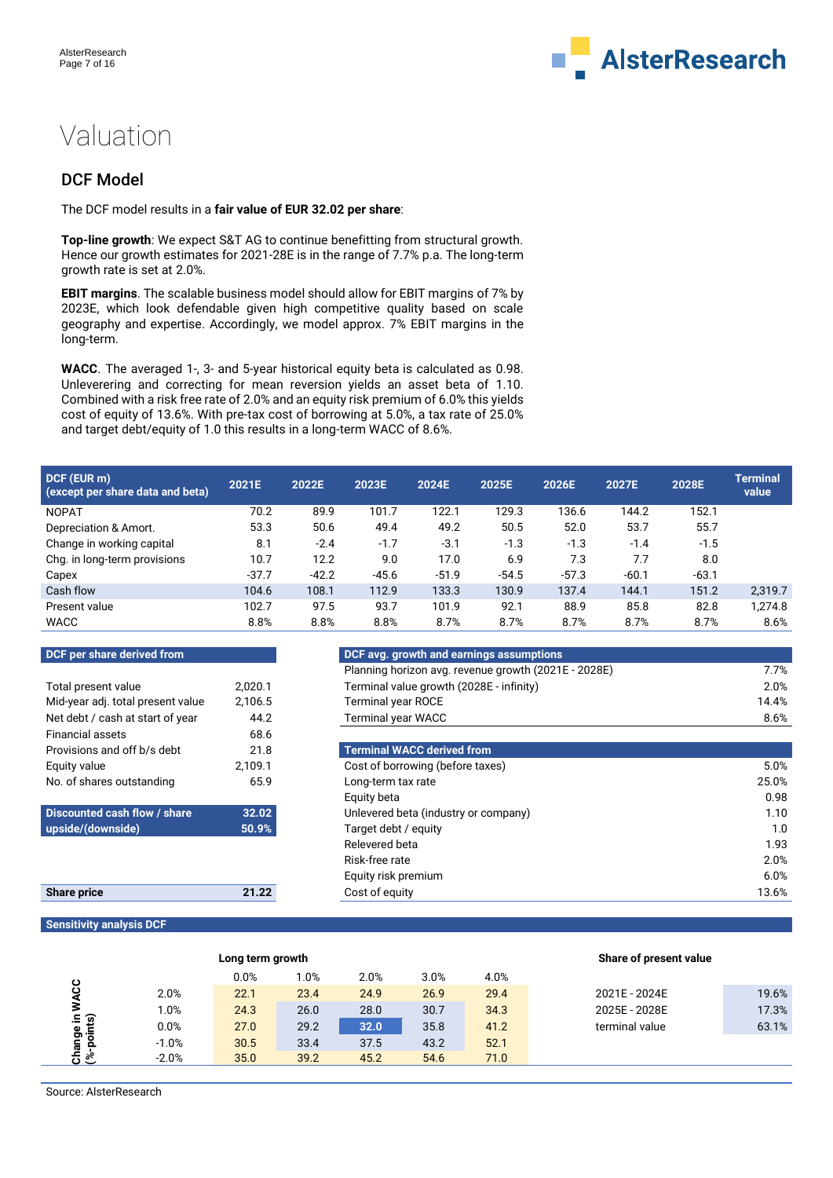# Valuation

## DCF Model

The DCF model results in a **fair value of EUR 32.02 per share**:

**Top-line growth**: We expect S&T AG to continue benefitting from structural growth. Hence our growth estimates for 2021-28E is in the range of 7.7% p.a. The long-term growth rate is set at 2.0%.

**EBIT margins**. The scalable business model should allow for EBIT margins of 7% by 2023E, which look defendable given high competitive quality based on scale geography and expertise. Accordingly, we model approx. 7% EBIT margins in the long-term.

**WACC**. The averaged 1-, 3- and 5-year historical equity beta is calculated as 0.98. Unleverering and correcting for mean reversion yields an asset beta of 1.10. Combined with a risk free rate of 2.0% and an equity risk premium of 6.0% this yields cost of equity of 13.6%. With pre-tax cost of borrowing at 5.0%, a tax rate of 25.0% and target debt/equity of 1.0 this results in a long-term WACC of 8.6%.

| DCF (EUR m) (except per share data and beta) | 2021E | 2022E | 2023E | 2024E | 2025E | 2026E | 2027E | 2028E | Terminal value |
|---|---|---|---|---|---|---|---|---|---|
| NOPAT | 70.2 | 89.9 | 101.7 | 122.1 | 129.3 | 136.6 | 144.2 | 152.1 | |
| Depreciation & Amort. | 53.3 | 50.6 | 49.4 | 49.2 | 50.5 | 52.0 | 53.7 | 55.7 | |
| Change in working capital | 8.1 | -2.4 | -1.7 | -3.1 | -1.3 | -1.3 | -1.4 | -1.5 | |
| Chg. in long-term provisions | 10.7 | 12.2 | 9.0 | 17.0 | 6.9 | 7.3 | 7.7 | 8.0 | |
| Capex | -37.7 | -42.2 | -45.6 | -51.9 | -54.5 | -57.3 | -60.1 | -63.1 | |
| Cash flow | 104.6 | 108.1 | 112.9 | 133.3 | 130.9 | 137.4 | 144.1 | 151.2 | 2,319.7 |
| Present value | 102.7 | 97.5 | 93.7 | 101.9 | 92.1 | 88.9 | 85.8 | 82.8 | 1,274.8 |
| WACC | 8.8% | 8.8% | 8.8% | 8.7% | 8.7% | 8.7% | 8.7% | 8.7% | 8.6% |

| DCF per share derived from | |
|---|---|
| Total present value | 2,020.1 |
| Mid-year adj. total present value | 2,106.5 |
| Net debt / cash at start of year | 44.2 |
| Financial assets | 68.6 |
| Provisions and off b/s debt | 21.8 |
| Equity value | 2,109.1 |
| No. of shares outstanding | 65.9 |
| **Discounted cash flow / share** | **32.02** |
| **upside/(downside)** | **50.9%** |
| **Share price** | **21.22** |

| DCF avg. growth and earnings assumptions | |
|---|---|
| Planning horizon avg. revenue growth (2021E - 2028E) | 7.7% |
| Terminal value growth (2028E - infinity) | 2.0% |
| Terminal year ROCE | 14.4% |
| Terminal year WACC | 8.6% |

| Terminal WACC derived from | |
|---|---|
| Cost of borrowing (before taxes) | 5.0% |
| Long-term tax rate | 25.0% |
| Equity beta | 0.98 |
| Unlevered beta (industry or company) | 1.10 |
| Target debt / equity | 1.0 |
| Relevered beta | 1.93 |
| Risk-free rate | 2.0% |
| Equity risk premium | 6.0% |
| Cost of equity | 13.6% |

**Sensitivity analysis DCF**

| Change in WACC (%-points) | Long term growth 0.0% | 1.0% | 2.0% | 3.0% | 4.0% |
|---|---|---|---|---|---|
| 2.0% | 22.1 | 23.4 | 24.9 | 26.9 | 29.4 |
| 1.0% | 24.3 | 26.0 | 28.0 | 30.7 | 34.3 |
| 0.0% | 27.0 | 29.2 | 32.0 | 35.8 | 41.2 |
| -1.0% | 30.5 | 33.4 | 37.5 | 43.2 | 52.1 |
| -2.0% | 35.0 | 39.2 | 45.2 | 54.6 | 71.0 |

| Share of present value | |
|---|---|
| 2021E - 2024E | 19.6% |
| 2025E - 2028E | 17.3% |
| terminal value | 63.1% |

Source: AlsterResearch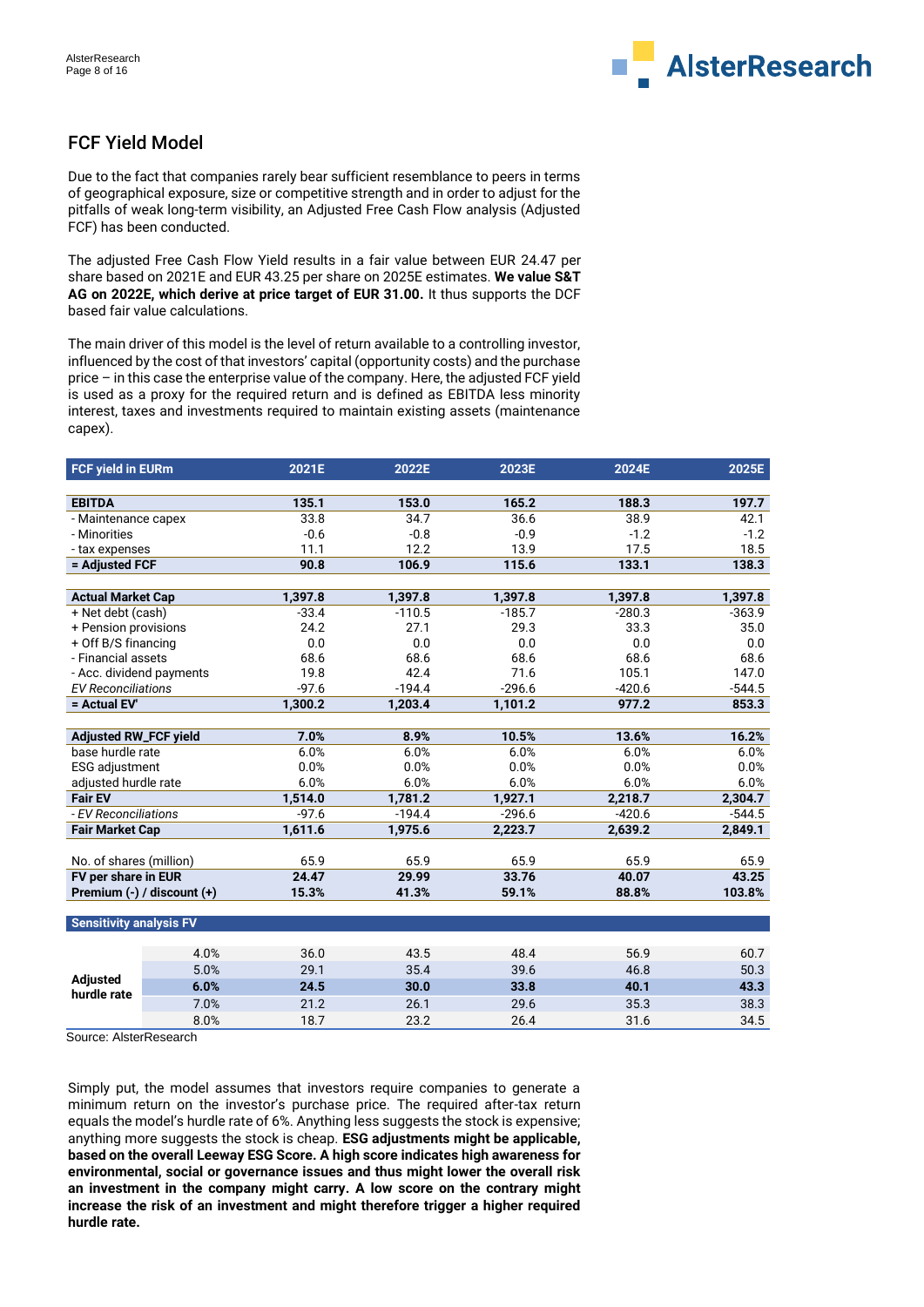## FCF Yield Model

Due to the fact that companies rarely bear sufficient resemblance to peers in terms of geographical exposure, size or competitive strength and in order to adjust for the pitfalls of weak long-term visibility, an Adjusted Free Cash Flow analysis (Adjusted FCF) has been conducted.

The adjusted Free Cash Flow Yield results in a fair value between EUR 24.47 per share based on 2021E and EUR 43.25 per share on 2025E estimates. **We value S&T AG on 2022E, which derive at price target of EUR 31.00.** It thus supports the DCF based fair value calculations.

The main driver of this model is the level of return available to a controlling investor, influenced by the cost of that investors' capital (opportunity costs) and the purchase price – in this case the enterprise value of the company. Here, the adjusted FCF yield is used as a proxy for the required return and is defined as EBITDA less minority interest, taxes and investments required to maintain existing assets (maintenance capex).

| FCF yield in EURm | 2021E | 2022E | 2023E | 2024E | 2025E |
|---|---|---|---|---|---|
| **EBITDA** | **135.1** | **153.0** | **165.2** | **188.3** | **197.7** |
| - Maintenance capex | 33.8 | 34.7 | 36.6 | 38.9 | 42.1 |
| - Minorities | -0.6 | -0.8 | -0.9 | -1.2 | -1.2 |
| - tax expenses | 11.1 | 12.2 | 13.9 | 17.5 | 18.5 |
| **= Adjusted FCF** | **90.8** | **106.9** | **115.6** | **133.1** | **138.3** |
| | | | | | |
| **Actual Market Cap** | **1,397.8** | **1,397.8** | **1,397.8** | **1,397.8** | **1,397.8** |
| + Net debt (cash) | -33.4 | -110.5 | -185.7 | -280.3 | -363.9 |
| + Pension provisions | 24.2 | 27.1 | 29.3 | 33.3 | 35.0 |
| + Off B/S financing | 0.0 | 0.0 | 0.0 | 0.0 | 0.0 |
| - Financial assets | 68.6 | 68.6 | 68.6 | 68.6 | 68.6 |
| - Acc. dividend payments | 19.8 | 42.4 | 71.6 | 105.1 | 147.0 |
| *EV Reconciliations* | *-97.6* | *-194.4* | *-296.6* | *-420.6* | *-544.5* |
| **= Actual EV'** | **1,300.2** | **1,203.4** | **1,101.2** | **977.2** | **853.3** |
| | | | | | |
| **Adjusted RW_FCF yield** | **7.0%** | **8.9%** | **10.5%** | **13.6%** | **16.2%** |
| base hurdle rate | 6.0% | 6.0% | 6.0% | 6.0% | 6.0% |
| ESG adjustment | 0.0% | 0.0% | 0.0% | 0.0% | 0.0% |
| adjusted hurdle rate | 6.0% | 6.0% | 6.0% | 6.0% | 6.0% |
| **Fair EV** | **1,514.0** | **1,781.2** | **1,927.1** | **2,218.7** | **2,304.7** |
| *- EV Reconciliations* | *-97.6* | *-194.4* | *-296.6* | *-420.6* | *-544.5* |
| **Fair Market Cap** | **1,611.6** | **1,975.6** | **2,223.7** | **2,639.2** | **2,849.1** |
| | | | | | |
| No. of shares (million) | 65.9 | 65.9 | 65.9 | 65.9 | 65.9 |
| **FV per share in EUR** | **24.47** | **29.99** | **33.76** | **40.07** | **43.25** |
| **Premium (-) / discount (+)** | **15.3%** | **41.3%** | **59.1%** | **88.8%** | **103.8%** |

| Sensitivity analysis FV | | | | | | |
|---|---|---|---|---|---|---|
| | 4.0% | 36.0 | 43.5 | 48.4 | 56.9 | 60.7 |
| | 5.0% | 29.1 | 35.4 | 39.6 | 46.8 | 50.3 |
| **Adjusted hurdle rate** | **6.0%** | **24.5** | **30.0** | **33.8** | **40.1** | **43.3** |
| | 7.0% | 21.2 | 26.1 | 29.6 | 35.3 | 38.3 |
| | 8.0% | 18.7 | 23.2 | 26.4 | 31.6 | 34.5 |

Source: AlsterResearch

Simply put, the model assumes that investors require companies to generate a minimum return on the investor's purchase price. The required after-tax return equals the model's hurdle rate of 6%. Anything less suggests the stock is expensive; anything more suggests the stock is cheap. **ESG adjustments might be applicable, based on the overall Leeway ESG Score. A high score indicates high awareness for environmental, social or governance issues and thus might lower the overall risk an investment in the company might carry. A low score on the contrary might increase the risk of an investment and might therefore trigger a higher required hurdle rate.**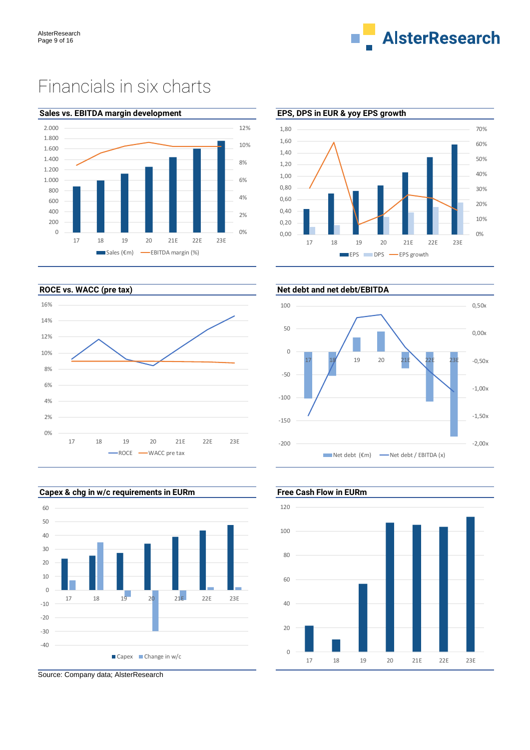# Financials in six charts

**Sales vs. EBITDA margin development**

Y-axis (left): 0, 200, 400, 600, 800, 1.000, 1.200, 1.400, 1.600, 1.800, 2.000
Y-axis (right): 0%, 2%, 4%, 6%, 8%, 10%, 12%
X-axis: 17, 18, 19, 20, 21E, 22E, 23E
Legend: Sales (€m), EBITDA margin (%)

**EPS, DPS in EUR & yoy EPS growth**

Y-axis (left): 0,00, 0,20, 0,40, 0,60, 0,80, 1,00, 1,20, 1,40, 1,60, 1,80
Y-axis (right): 0%, 10%, 20%, 30%, 40%, 50%, 60%, 70%
X-axis: 17, 18, 19, 20, 21E, 22E, 23E
Legend: EPS, DPS, EPS growth

**ROCE vs. WACC (pre tax)**

Y-axis: 0%, 2%, 4%, 6%, 8%, 10%, 12%, 14%, 16%
X-axis: 17, 18, 19, 20, 21E, 22E, 23E
Legend: ROCE, WACC pre tax

**Net debt and net debt/EBITDA**

Y-axis (left): -200, -150, -100, -50, 0, 50, 100
Y-axis (right): -2,00x, -1,50x, -1,00x, -0,50x, 0,00x, 0,50x
X-axis: 17, 18, 19, 20, 21E, 22E, 23E
Legend: Net debt (€m), Net debt / EBITDA (x)

**Capex & chg in w/c requirements in EURm**

Y-axis: -40, -30, -20, -10, 0, 10, 20, 30, 40, 50, 60
X-axis: 17, 18, 19, 20, 21E, 22E, 23E
Legend: Capex, Change in w/c

**Free Cash Flow in EURm**

Y-axis: 0, 20, 40, 60, 80, 100, 120
X-axis: 17, 18, 19, 20, 21E, 22E, 23E

Source: Company data; AlsterResearch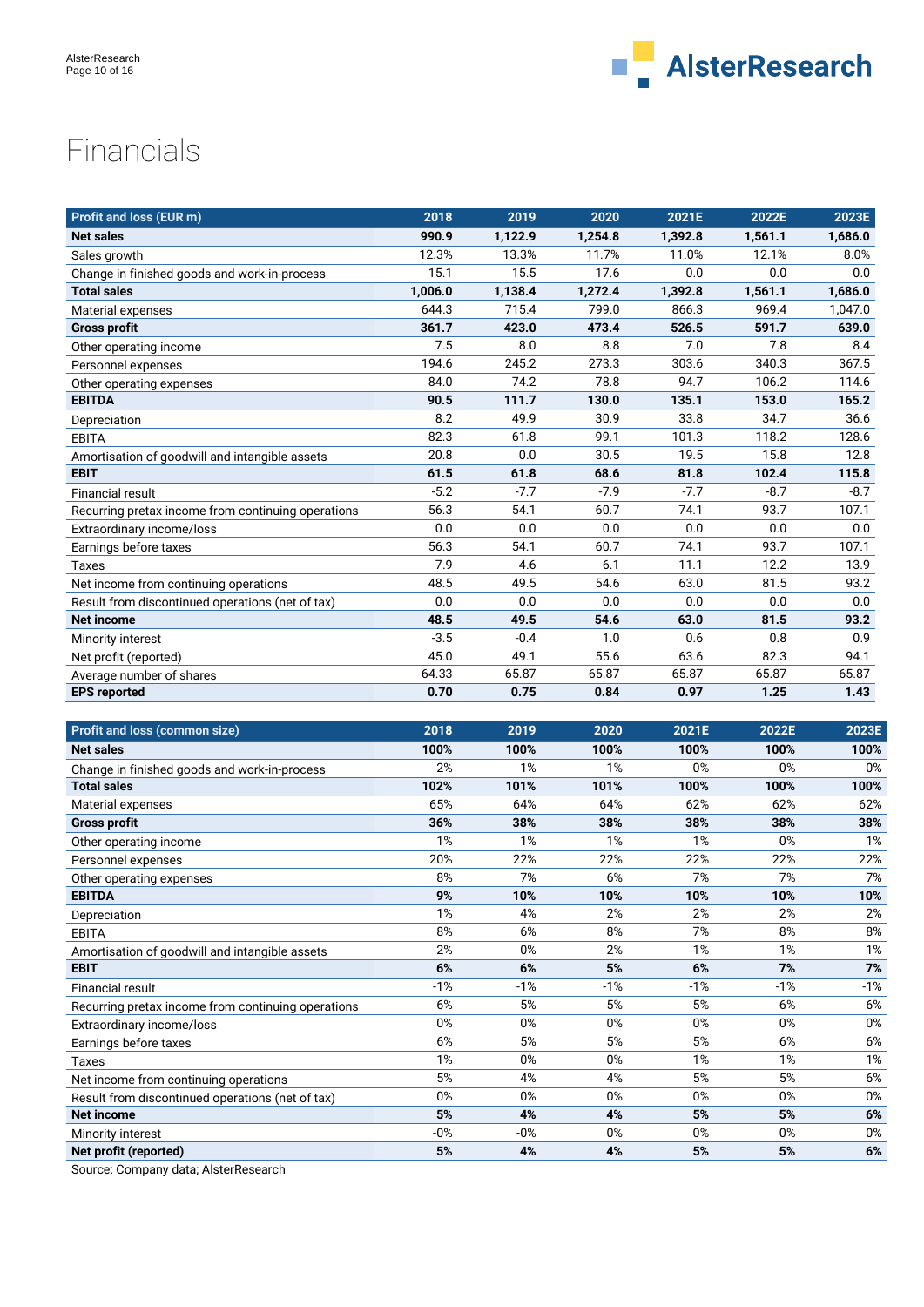# Financials

| Profit and loss (EUR m) | 2018 | 2019 | 2020 | 2021E | 2022E | 2023E |
|---|---|---|---|---|---|---|
| **Net sales** | **990.9** | **1,122.9** | **1,254.8** | **1,392.8** | **1,561.1** | **1,686.0** |
| Sales growth | 12.3% | 13.3% | 11.7% | 11.0% | 12.1% | 8.0% |
| Change in finished goods and work-in-process | 15.1 | 15.5 | 17.6 | 0.0 | 0.0 | 0.0 |
| **Total sales** | **1,006.0** | **1,138.4** | **1,272.4** | **1,392.8** | **1,561.1** | **1,686.0** |
| Material expenses | 644.3 | 715.4 | 799.0 | 866.3 | 969.4 | 1,047.0 |
| **Gross profit** | **361.7** | **423.0** | **473.4** | **526.5** | **591.7** | **639.0** |
| Other operating income | 7.5 | 8.0 | 8.8 | 7.0 | 7.8 | 8.4 |
| Personnel expenses | 194.6 | 245.2 | 273.3 | 303.6 | 340.3 | 367.5 |
| Other operating expenses | 84.0 | 74.2 | 78.8 | 94.7 | 106.2 | 114.6 |
| **EBITDA** | **90.5** | **111.7** | **130.0** | **135.1** | **153.0** | **165.2** |
| Depreciation | 8.2 | 49.9 | 30.9 | 33.8 | 34.7 | 36.6 |
| EBITA | 82.3 | 61.8 | 99.1 | 101.3 | 118.2 | 128.6 |
| Amortisation of goodwill and intangible assets | 20.8 | 0.0 | 30.5 | 19.5 | 15.8 | 12.8 |
| **EBIT** | **61.5** | **61.8** | **68.6** | **81.8** | **102.4** | **115.8** |
| Financial result | -5.2 | -7.7 | -7.9 | -7.7 | -8.7 | -8.7 |
| Recurring pretax income from continuing operations | 56.3 | 54.1 | 60.7 | 74.1 | 93.7 | 107.1 |
| Extraordinary income/loss | 0.0 | 0.0 | 0.0 | 0.0 | 0.0 | 0.0 |
| Earnings before taxes | 56.3 | 54.1 | 60.7 | 74.1 | 93.7 | 107.1 |
| Taxes | 7.9 | 4.6 | 6.1 | 11.1 | 12.2 | 13.9 |
| Net income from continuing operations | 48.5 | 49.5 | 54.6 | 63.0 | 81.5 | 93.2 |
| Result from discontinued operations (net of tax) | 0.0 | 0.0 | 0.0 | 0.0 | 0.0 | 0.0 |
| **Net income** | **48.5** | **49.5** | **54.6** | **63.0** | **81.5** | **93.2** |
| Minority interest | -3.5 | -0.4 | 1.0 | 0.6 | 0.8 | 0.9 |
| Net profit (reported) | 45.0 | 49.1 | 55.6 | 63.6 | 82.3 | 94.1 |
| Average number of shares | 64.33 | 65.87 | 65.87 | 65.87 | 65.87 | 65.87 |
| **EPS reported** | **0.70** | **0.75** | **0.84** | **0.97** | **1.25** | **1.43** |

| Profit and loss (common size) | 2018 | 2019 | 2020 | 2021E | 2022E | 2023E |
|---|---|---|---|---|---|---|
| **Net sales** | **100%** | **100%** | **100%** | **100%** | **100%** | **100%** |
| Change in finished goods and work-in-process | 2% | 1% | 1% | 0% | 0% | 0% |
| **Total sales** | **102%** | **101%** | **101%** | **100%** | **100%** | **100%** |
| Material expenses | 65% | 64% | 64% | 62% | 62% | 62% |
| **Gross profit** | **36%** | **38%** | **38%** | **38%** | **38%** | **38%** |
| Other operating income | 1% | 1% | 1% | 1% | 0% | 1% |
| Personnel expenses | 20% | 22% | 22% | 22% | 22% | 22% |
| Other operating expenses | 8% | 7% | 6% | 7% | 7% | 7% |
| **EBITDA** | **9%** | **10%** | **10%** | **10%** | **10%** | **10%** |
| Depreciation | 1% | 4% | 2% | 2% | 2% | 2% |
| EBITA | 8% | 6% | 8% | 7% | 8% | 8% |
| Amortisation of goodwill and intangible assets | 2% | 0% | 2% | 1% | 1% | 1% |
| **EBIT** | **6%** | **6%** | **5%** | **6%** | **7%** | **7%** |
| Financial result | -1% | -1% | -1% | -1% | -1% | -1% |
| Recurring pretax income from continuing operations | 6% | 5% | 5% | 5% | 6% | 6% |
| Extraordinary income/loss | 0% | 0% | 0% | 0% | 0% | 0% |
| Earnings before taxes | 6% | 5% | 5% | 5% | 6% | 6% |
| Taxes | 1% | 0% | 0% | 1% | 1% | 1% |
| Net income from continuing operations | 5% | 4% | 4% | 5% | 5% | 6% |
| Result from discontinued operations (net of tax) | 0% | 0% | 0% | 0% | 0% | 0% |
| **Net income** | **5%** | **4%** | **4%** | **5%** | **5%** | **6%** |
| Minority interest | -0% | -0% | 0% | 0% | 0% | 0% |
| **Net profit (reported)** | **5%** | **4%** | **4%** | **5%** | **5%** | **6%** |

Source: Company data; AlsterResearch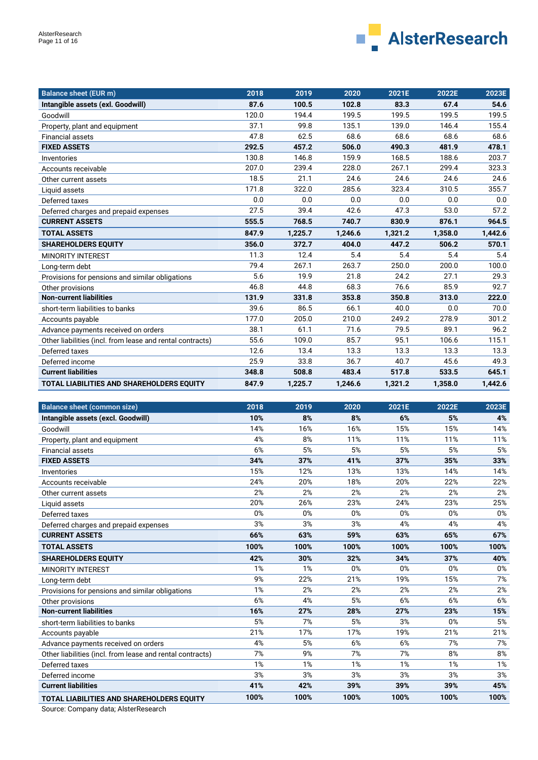| Balance sheet (EUR m) | 2018 | 2019 | 2020 | 2021E | 2022E | 2023E |
|---|---|---|---|---|---|---|
| **Intangible assets (exl. Goodwill)** | **87.6** | **100.5** | **102.8** | **83.3** | **67.4** | **54.6** |
| Goodwill | 120.0 | 194.4 | 199.5 | 199.5 | 199.5 | 199.5 |
| Property, plant and equipment | 37.1 | 99.8 | 135.1 | 139.0 | 146.4 | 155.4 |
| Financial assets | 47.8 | 62.5 | 68.6 | 68.6 | 68.6 | 68.6 |
| **FIXED ASSETS** | **292.5** | **457.2** | **506.0** | **490.3** | **481.9** | **478.1** |
| Inventories | 130.8 | 146.8 | 159.9 | 168.5 | 188.6 | 203.7 |
| Accounts receivable | 207.0 | 239.4 | 228.0 | 267.1 | 299.4 | 323.3 |
| Other current assets | 18.5 | 21.1 | 24.6 | 24.6 | 24.6 | 24.6 |
| Liquid assets | 171.8 | 322.0 | 285.6 | 323.4 | 310.5 | 355.7 |
| Deferred taxes | 0.0 | 0.0 | 0.0 | 0.0 | 0.0 | 0.0 |
| Deferred charges and prepaid expenses | 27.5 | 39.4 | 42.6 | 47.3 | 53.0 | 57.2 |
| **CURRENT ASSETS** | **555.5** | **768.5** | **740.7** | **830.9** | **876.1** | **964.5** |
| **TOTAL ASSETS** | **847.9** | **1,225.7** | **1,246.6** | **1,321.2** | **1,358.0** | **1,442.6** |
| **SHAREHOLDERS EQUITY** | **356.0** | **372.7** | **404.0** | **447.2** | **506.2** | **570.1** |
| MINORITY INTEREST | 11.3 | 12.4 | 5.4 | 5.4 | 5.4 | 5.4 |
| Long-term debt | 79.4 | 267.1 | 263.7 | 250.0 | 200.0 | 100.0 |
| Provisions for pensions and similar obligations | 5.6 | 19.9 | 21.8 | 24.2 | 27.1 | 29.3 |
| Other provisions | 46.8 | 44.8 | 68.3 | 76.6 | 85.9 | 92.7 |
| **Non-current liabilities** | **131.9** | **331.8** | **353.8** | **350.8** | **313.0** | **222.0** |
| short-term liabilities to banks | 39.6 | 86.5 | 66.1 | 40.0 | 0.0 | 70.0 |
| Accounts payable | 177.0 | 205.0 | 210.0 | 249.2 | 278.9 | 301.2 |
| Advance payments received on orders | 38.1 | 61.1 | 71.6 | 79.5 | 89.1 | 96.2 |
| Other liabilities (incl. from lease and rental contracts) | 55.6 | 109.0 | 85.7 | 95.1 | 106.6 | 115.1 |
| Deferred taxes | 12.6 | 13.4 | 13.3 | 13.3 | 13.3 | 13.3 |
| Deferred income | 25.9 | 33.8 | 36.7 | 40.7 | 45.6 | 49.3 |
| **Current liabilities** | **348.8** | **508.8** | **483.4** | **517.8** | **533.5** | **645.1** |
| **TOTAL LIABILITIES AND SHAREHOLDERS EQUITY** | **847.9** | **1,225.7** | **1,246.6** | **1,321.2** | **1,358.0** | **1,442.6** |

| Balance sheet (common size) | 2018 | 2019 | 2020 | 2021E | 2022E | 2023E |
|---|---|---|---|---|---|---|
| **Intangible assets (excl. Goodwill)** | **10%** | **8%** | **8%** | **6%** | **5%** | **4%** |
| Goodwill | 14% | 16% | 16% | 15% | 15% | 14% |
| Property, plant and equipment | 4% | 8% | 11% | 11% | 11% | 11% |
| Financial assets | 6% | 5% | 5% | 5% | 5% | 5% |
| **FIXED ASSETS** | **34%** | **37%** | **41%** | **37%** | **35%** | **33%** |
| Inventories | 15% | 12% | 13% | 13% | 14% | 14% |
| Accounts receivable | 24% | 20% | 18% | 20% | 22% | 22% |
| Other current assets | 2% | 2% | 2% | 2% | 2% | 2% |
| Liquid assets | 20% | 26% | 23% | 24% | 23% | 25% |
| Deferred taxes | 0% | 0% | 0% | 0% | 0% | 0% |
| Deferred charges and prepaid expenses | 3% | 3% | 3% | 4% | 4% | 4% |
| **CURRENT ASSETS** | **66%** | **63%** | **59%** | **63%** | **65%** | **67%** |
| **TOTAL ASSETS** | **100%** | **100%** | **100%** | **100%** | **100%** | **100%** |
| **SHAREHOLDERS EQUITY** | **42%** | **30%** | **32%** | **34%** | **37%** | **40%** |
| MINORITY INTEREST | 1% | 1% | 0% | 0% | 0% | 0% |
| Long-term debt | 9% | 22% | 21% | 19% | 15% | 7% |
| Provisions for pensions and similar obligations | 1% | 2% | 2% | 2% | 2% | 2% |
| Other provisions | 6% | 4% | 5% | 6% | 6% | 6% |
| **Non-current liabilities** | **16%** | **27%** | **28%** | **27%** | **23%** | **15%** |
| short-term liabilities to banks | 5% | 7% | 5% | 3% | 0% | 5% |
| Accounts payable | 21% | 17% | 17% | 19% | 21% | 21% |
| Advance payments received on orders | 4% | 5% | 6% | 6% | 7% | 7% |
| Other liabilities (incl. from lease and rental contracts) | 7% | 9% | 7% | 7% | 8% | 8% |
| Deferred taxes | 1% | 1% | 1% | 1% | 1% | 1% |
| Deferred income | 3% | 3% | 3% | 3% | 3% | 3% |
| **Current liabilities** | **41%** | **42%** | **39%** | **39%** | **39%** | **45%** |
| **TOTAL LIABILITIES AND SHAREHOLDERS EQUITY** | **100%** | **100%** | **100%** | **100%** | **100%** | **100%** |

Source: Company data; AlsterResearch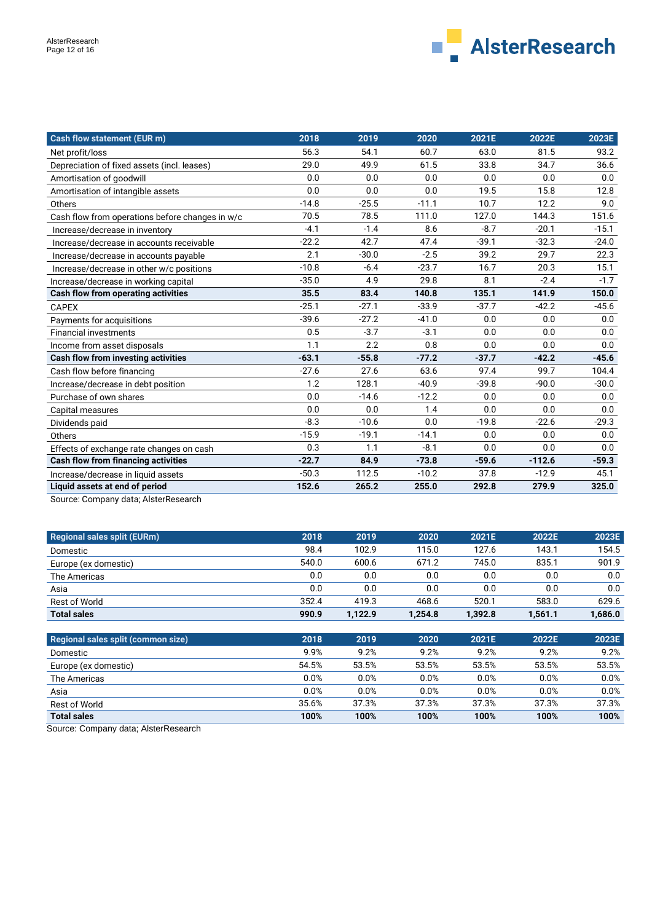| Cash flow statement (EUR m) | 2018 | 2019 | 2020 | 2021E | 2022E | 2023E |
|---|---|---|---|---|---|---|
| Net profit/loss | 56.3 | 54.1 | 60.7 | 63.0 | 81.5 | 93.2 |
| Depreciation of fixed assets (incl. leases) | 29.0 | 49.9 | 61.5 | 33.8 | 34.7 | 36.6 |
| Amortisation of goodwill | 0.0 | 0.0 | 0.0 | 0.0 | 0.0 | 0.0 |
| Amortisation of intangible assets | 0.0 | 0.0 | 0.0 | 19.5 | 15.8 | 12.8 |
| Others | -14.8 | -25.5 | -11.1 | 10.7 | 12.2 | 9.0 |
| Cash flow from operations before changes in w/c | 70.5 | 78.5 | 111.0 | 127.0 | 144.3 | 151.6 |
| Increase/decrease in inventory | -4.1 | -1.4 | 8.6 | -8.7 | -20.1 | -15.1 |
| Increase/decrease in accounts receivable | -22.2 | 42.7 | 47.4 | -39.1 | -32.3 | -24.0 |
| Increase/decrease in accounts payable | 2.1 | -30.0 | -2.5 | 39.2 | 29.7 | 22.3 |
| Increase/decrease in other w/c positions | -10.8 | -6.4 | -23.7 | 16.7 | 20.3 | 15.1 |
| Increase/decrease in working capital | -35.0 | 4.9 | 29.8 | 8.1 | -2.4 | -1.7 |
| **Cash flow from operating activities** | **35.5** | **83.4** | **140.8** | **135.1** | **141.9** | **150.0** |
| CAPEX | -25.1 | -27.1 | -33.9 | -37.7 | -42.2 | -45.6 |
| Payments for acquisitions | -39.6 | -27.2 | -41.0 | 0.0 | 0.0 | 0.0 |
| Financial investments | 0.5 | -3.7 | -3.1 | 0.0 | 0.0 | 0.0 |
| Income from asset disposals | 1.1 | 2.2 | 0.8 | 0.0 | 0.0 | 0.0 |
| **Cash flow from investing activities** | **-63.1** | **-55.8** | **-77.2** | **-37.7** | **-42.2** | **-45.6** |
| Cash flow before financing | -27.6 | 27.6 | 63.6 | 97.4 | 99.7 | 104.4 |
| Increase/decrease in debt position | 1.2 | 128.1 | -40.9 | -39.8 | -90.0 | -30.0 |
| Purchase of own shares | 0.0 | -14.6 | -12.2 | 0.0 | 0.0 | 0.0 |
| Capital measures | 0.0 | 0.0 | 1.4 | 0.0 | 0.0 | 0.0 |
| Dividends paid | -8.3 | -10.6 | 0.0 | -19.8 | -22.6 | -29.3 |
| Others | -15.9 | -19.1 | -14.1 | 0.0 | 0.0 | 0.0 |
| Effects of exchange rate changes on cash | 0.3 | 1.1 | -8.1 | 0.0 | 0.0 | 0.0 |
| **Cash flow from financing activities** | **-22.7** | **84.9** | **-73.8** | **-59.6** | **-112.6** | **-59.3** |
| Increase/decrease in liquid assets | -50.3 | 112.5 | -10.2 | 37.8 | -12.9 | 45.1 |
| **Liquid assets at end of period** | **152.6** | **265.2** | **255.0** | **292.8** | **279.9** | **325.0** |

Source: Company data; AlsterResearch

| Regional sales split (EURm) | 2018 | 2019 | 2020 | 2021E | 2022E | 2023E |
|---|---|---|---|---|---|---|
| Domestic | 98.4 | 102.9 | 115.0 | 127.6 | 143.1 | 154.5 |
| Europe (ex domestic) | 540.0 | 600.6 | 671.2 | 745.0 | 835.1 | 901.9 |
| The Americas | 0.0 | 0.0 | 0.0 | 0.0 | 0.0 | 0.0 |
| Asia | 0.0 | 0.0 | 0.0 | 0.0 | 0.0 | 0.0 |
| Rest of World | 352.4 | 419.3 | 468.6 | 520.1 | 583.0 | 629.6 |
| **Total sales** | **990.9** | **1,122.9** | **1,254.8** | **1,392.8** | **1,561.1** | **1,686.0** |

| Regional sales split (common size) | 2018 | 2019 | 2020 | 2021E | 2022E | 2023E |
|---|---|---|---|---|---|---|
| Domestic | 9.9% | 9.2% | 9.2% | 9.2% | 9.2% | 9.2% |
| Europe (ex domestic) | 54.5% | 53.5% | 53.5% | 53.5% | 53.5% | 53.5% |
| The Americas | 0.0% | 0.0% | 0.0% | 0.0% | 0.0% | 0.0% |
| Asia | 0.0% | 0.0% | 0.0% | 0.0% | 0.0% | 0.0% |
| Rest of World | 35.6% | 37.3% | 37.3% | 37.3% | 37.3% | 37.3% |
| **Total sales** | **100%** | **100%** | **100%** | **100%** | **100%** | **100%** |

Source: Company data; AlsterResearch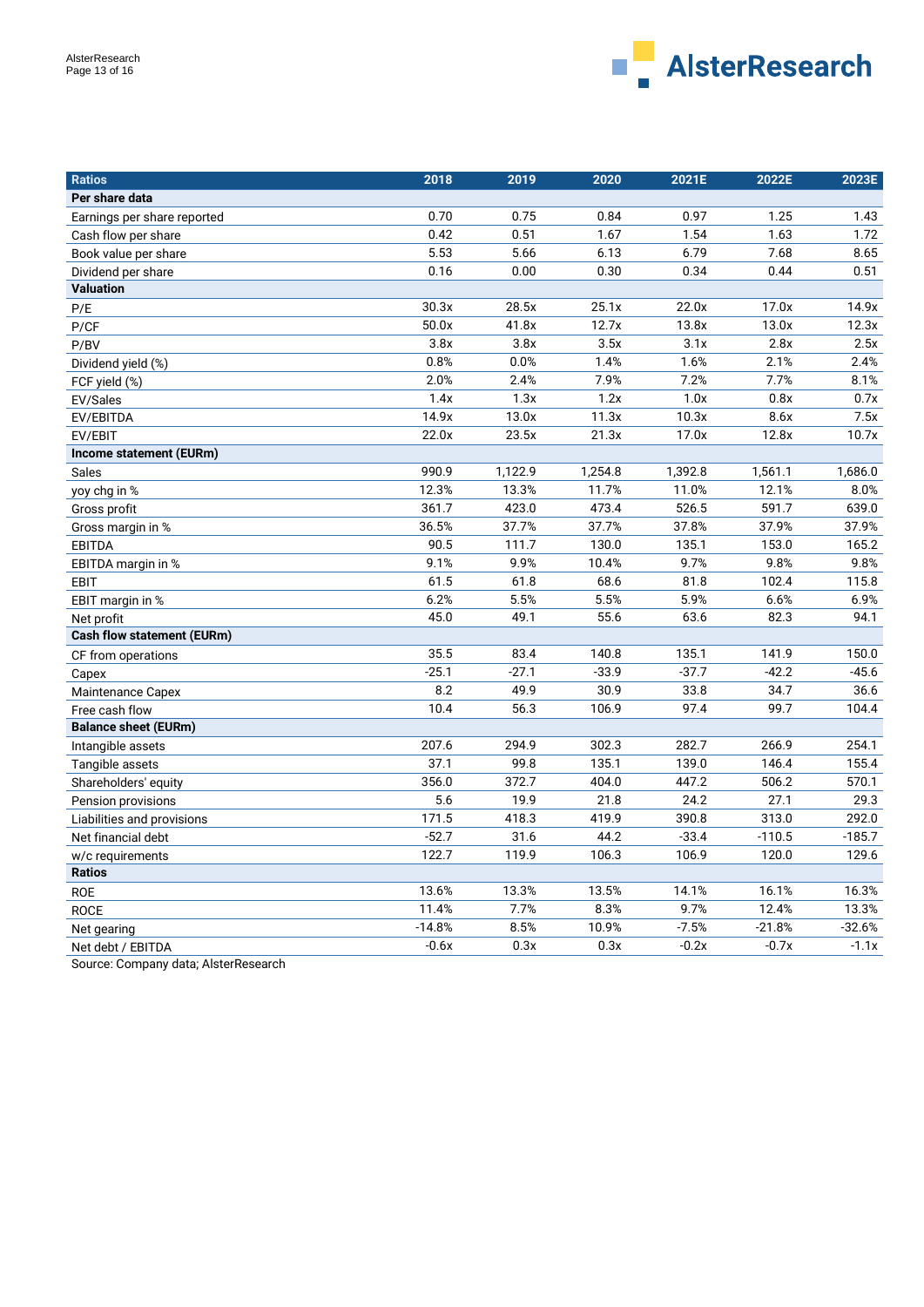| Ratios | 2018 | 2019 | 2020 | 2021E | 2022E | 2023E |
|---|---|---|---|---|---|---|
| **Per share data** | | | | | | |
| Earnings per share reported | 0.70 | 0.75 | 0.84 | 0.97 | 1.25 | 1.43 |
| Cash flow per share | 0.42 | 0.51 | 1.67 | 1.54 | 1.63 | 1.72 |
| Book value per share | 5.53 | 5.66 | 6.13 | 6.79 | 7.68 | 8.65 |
| Dividend per share | 0.16 | 0.00 | 0.30 | 0.34 | 0.44 | 0.51 |
| **Valuation** | | | | | | |
| P/E | 30.3x | 28.5x | 25.1x | 22.0x | 17.0x | 14.9x |
| P/CF | 50.0x | 41.8x | 12.7x | 13.8x | 13.0x | 12.3x |
| P/BV | 3.8x | 3.8x | 3.5x | 3.1x | 2.8x | 2.5x |
| Dividend yield (%) | 0.8% | 0.0% | 1.4% | 1.6% | 2.1% | 2.4% |
| FCF yield (%) | 2.0% | 2.4% | 7.9% | 7.2% | 7.7% | 8.1% |
| EV/Sales | 1.4x | 1.3x | 1.2x | 1.0x | 0.8x | 0.7x |
| EV/EBITDA | 14.9x | 13.0x | 11.3x | 10.3x | 8.6x | 7.5x |
| EV/EBIT | 22.0x | 23.5x | 21.3x | 17.0x | 12.8x | 10.7x |
| **Income statement (EURm)** | | | | | | |
| Sales | 990.9 | 1,122.9 | 1,254.8 | 1,392.8 | 1,561.1 | 1,686.0 |
| yoy chg in % | 12.3% | 13.3% | 11.7% | 11.0% | 12.1% | 8.0% |
| Gross profit | 361.7 | 423.0 | 473.4 | 526.5 | 591.7 | 639.0 |
| Gross margin in % | 36.5% | 37.7% | 37.7% | 37.8% | 37.9% | 37.9% |
| EBITDA | 90.5 | 111.7 | 130.0 | 135.1 | 153.0 | 165.2 |
| EBITDA margin in % | 9.1% | 9.9% | 10.4% | 9.7% | 9.8% | 9.8% |
| EBIT | 61.5 | 61.8 | 68.6 | 81.8 | 102.4 | 115.8 |
| EBIT margin in % | 6.2% | 5.5% | 5.5% | 5.9% | 6.6% | 6.9% |
| Net profit | 45.0 | 49.1 | 55.6 | 63.6 | 82.3 | 94.1 |
| **Cash flow statement (EURm)** | | | | | | |
| CF from operations | 35.5 | 83.4 | 140.8 | 135.1 | 141.9 | 150.0 |
| Capex | -25.1 | -27.1 | -33.9 | -37.7 | -42.2 | -45.6 |
| Maintenance Capex | 8.2 | 49.9 | 30.9 | 33.8 | 34.7 | 36.6 |
| Free cash flow | 10.4 | 56.3 | 106.9 | 97.4 | 99.7 | 104.4 |
| **Balance sheet (EURm)** | | | | | | |
| Intangible assets | 207.6 | 294.9 | 302.3 | 282.7 | 266.9 | 254.1 |
| Tangible assets | 37.1 | 99.8 | 135.1 | 139.0 | 146.4 | 155.4 |
| Shareholders' equity | 356.0 | 372.7 | 404.0 | 447.2 | 506.2 | 570.1 |
| Pension provisions | 5.6 | 19.9 | 21.8 | 24.2 | 27.1 | 29.3 |
| Liabilities and provisions | 171.5 | 418.3 | 419.9 | 390.8 | 313.0 | 292.0 |
| Net financial debt | -52.7 | 31.6 | 44.2 | -33.4 | -110.5 | -185.7 |
| w/c requirements | 122.7 | 119.9 | 106.3 | 106.9 | 120.0 | 129.6 |
| **Ratios** | | | | | | |
| ROE | 13.6% | 13.3% | 13.5% | 14.1% | 16.1% | 16.3% |
| ROCE | 11.4% | 7.7% | 8.3% | 9.7% | 12.4% | 13.3% |
| Net gearing | -14.8% | 8.5% | 10.9% | -7.5% | -21.8% | -32.6% |
| Net debt / EBITDA | -0.6x | 0.3x | 0.3x | -0.2x | -0.7x | -1.1x |

Source: Company data; AlsterResearch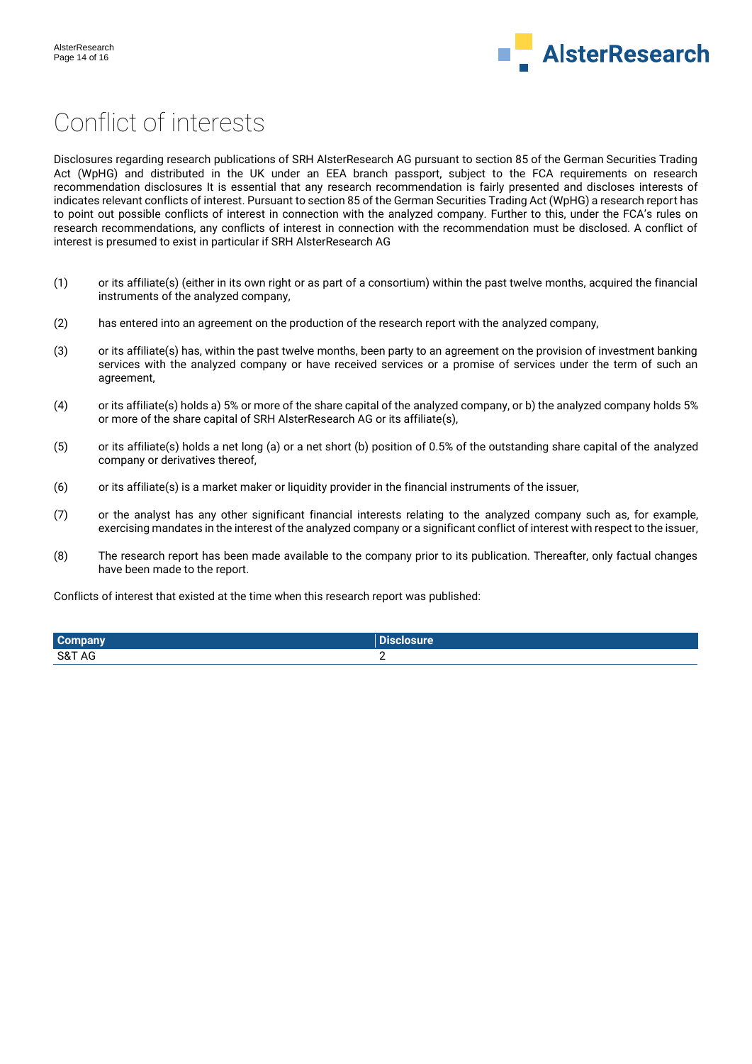# Conflict of interests

Disclosures regarding research publications of SRH AlsterResearch AG pursuant to section 85 of the German Securities Trading Act (WpHG) and distributed in the UK under an EEA branch passport, subject to the FCA requirements on research recommendation disclosures It is essential that any research recommendation is fairly presented and discloses interests of indicates relevant conflicts of interest. Pursuant to section 85 of the German Securities Trading Act (WpHG) a research report has to point out possible conflicts of interest in connection with the analyzed company. Further to this, under the FCA's rules on research recommendations, any conflicts of interest in connection with the recommendation must be disclosed. A conflict of interest is presumed to exist in particular if SRH AlsterResearch AG

(1) or its affiliate(s) (either in its own right or as part of a consortium) within the past twelve months, acquired the financial instruments of the analyzed company,

(2) has entered into an agreement on the production of the research report with the analyzed company,

(3) or its affiliate(s) has, within the past twelve months, been party to an agreement on the provision of investment banking services with the analyzed company or have received services or a promise of services under the term of such an agreement,

(4) or its affiliate(s) holds a) 5% or more of the share capital of the analyzed company, or b) the analyzed company holds 5% or more of the share capital of SRH AlsterResearch AG or its affiliate(s),

(5) or its affiliate(s) holds a net long (a) or a net short (b) position of 0.5% of the outstanding share capital of the analyzed company or derivatives thereof,

(6) or its affiliate(s) is a market maker or liquidity provider in the financial instruments of the issuer,

(7) or the analyst has any other significant financial interests relating to the analyzed company such as, for example, exercising mandates in the interest of the analyzed company or a significant conflict of interest with respect to the issuer,

(8) The research report has been made available to the company prior to its publication. Thereafter, only factual changes have been made to the report.

Conflicts of interest that existed at the time when this research report was published:

| Company | Disclosure |
|---|---|
| S&T AG | 2 |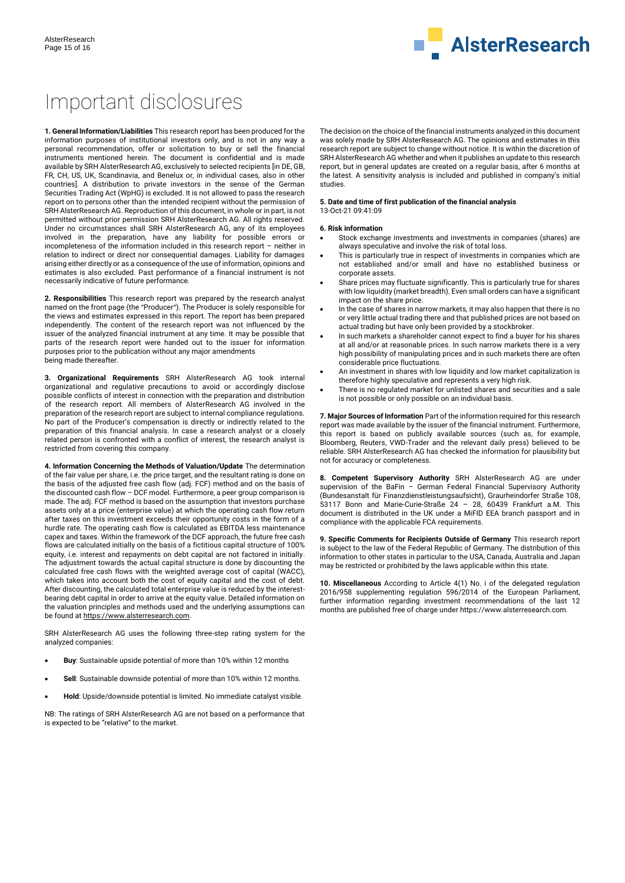# Important disclosures

**1. General Information/Liabilities** This research report has been produced for the information purposes of institutional investors only, and is not in any way a personal recommendation, offer or solicitation to buy or sell the financial instruments mentioned herein. The document is confidential and is made available by SRH AlsterResearch AG, exclusively to selected recipients [in DE, GB, FR, CH, US, UK, Scandinavia, and Benelux or, in individual cases, also in other countries]. A distribution to private investors in the sense of the German Securities Trading Act (WpHG) is excluded. It is not allowed to pass the research report on to persons other than the intended recipient without the permission of SRH AlsterResearch AG. Reproduction of this document, in whole or in part, is not permitted without prior permission SRH AlsterResearch AG. All rights reserved. Under no circumstances shall SRH AlsterResearch AG, any of its employees involved in the preparation, have any liability for possible errors or incompleteness of the information included in this research report – neither in relation to indirect or direct nor consequential damages. Liability for damages arising either directly or as a consequence of the use of information, opinions and estimates is also excluded. Past performance of a financial instrument is not necessarily indicative of future performance.

**2. Responsibilities** This research report was prepared by the research analyst named on the front page (the "Producer"). The Producer is solely responsible for the views and estimates expressed in this report. The report has been prepared independently. The content of the research report was not influenced by the issuer of the analyzed financial instrument at any time. It may be possible that parts of the research report were handed out to the issuer for information purposes prior to the publication without any major amendments being made thereafter.

**3. Organizational Requirements** SRH AlsterResearch AG took internal organizational and regulative precautions to avoid or accordingly disclose possible conflicts of interest in connection with the preparation and distribution of the research report. All members of AlsterResearch AG involved in the preparation of the research report are subject to internal compliance regulations. No part of the Producer's compensation is directly or indirectly related to the preparation of this financial analysis. In case a research analyst or a closely related person is confronted with a conflict of interest, the research analyst is restricted from covering this company.

**4. Information Concerning the Methods of Valuation/Update** The determination of the fair value per share, i.e. the price target, and the resultant rating is done on the basis of the adjusted free cash flow (adj. FCF) method and on the basis of the discounted cash flow – DCF model. Furthermore, a peer group comparison is made. The adj. FCF method is based on the assumption that investors purchase assets only at a price (enterprise value) at which the operating cash flow return after taxes on this investment exceeds their opportunity costs in the form of a hurdle rate. The operating cash flow is calculated as EBITDA less maintenance capex and taxes. Within the framework of the DCF approach, the future free cash flows are calculated initially on the basis of a fictitious capital structure of 100% equity, i.e. interest and repayments on debt capital are not factored in initially. The adjustment towards the actual capital structure is done by discounting the calculated free cash flows with the weighted average cost of capital (WACC), which takes into account both the cost of equity capital and the cost of debt. After discounting, the calculated total enterprise value is reduced by the interest-bearing debt capital in order to arrive at the equity value. Detailed information on the valuation principles and methods used and the underlying assumptions can be found at https://www.alsterresearch.com.

SRH AlsterResearch AG uses the following three-step rating system for the analyzed companies:

- **Buy**: Sustainable upside potential of more than 10% within 12 months
- **Sell**: Sustainable downside potential of more than 10% within 12 months.
- **Hold**: Upside/downside potential is limited. No immediate catalyst visible.

NB: The ratings of SRH AlsterResearch AG are not based on a performance that is expected to be "relative" to the market.

The decision on the choice of the financial instruments analyzed in this document was solely made by SRH AlsterResearch AG. The opinions and estimates in this research report are subject to change without notice. It is within the discretion of SRH AlsterResearch AG whether and when it publishes an update to this research report, but in general updates are created on a regular basis, after 6 months at the latest. A sensitivity analysis is included and published in company's initial studies.

**5. Date and time of first publication of the financial analysis**
13-Oct-21 09:41:09

**6. Risk information**

- Stock exchange investments and investments in companies (shares) are always speculative and involve the risk of total loss.
- This is particularly true in respect of investments in companies which are not established and/or small and have no established business or corporate assets.
- Share prices may fluctuate significantly. This is particularly true for shares with low liquidity (market breadth). Even small orders can have a significant impact on the share price.
- In the case of shares in narrow markets, it may also happen that there is no or very little actual trading there and that published prices are not based on actual trading but have only been provided by a stockbroker.
- In such markets a shareholder cannot expect to find a buyer for his shares at all and/or at reasonable prices. In such narrow markets there is a very high possibility of manipulating prices and in such markets there are often considerable price fluctuations.
- An investment in shares with low liquidity and low market capitalization is therefore highly speculative and represents a very high risk.
- There is no regulated market for unlisted shares and securities and a sale is not possible or only possible on an individual basis.

**7. Major Sources of Information** Part of the information required for this research report was made available by the issuer of the financial instrument. Furthermore, this report is based on publicly available sources (such as, for example, Bloomberg, Reuters, VWD-Trader and the relevant daily press) believed to be reliable. SRH AlsterResearch AG has checked the information for plausibility but not for accuracy or completeness.

**8. Competent Supervisory Authority** SRH AlsterResearch AG are under supervision of the BaFin – German Federal Financial Supervisory Authority (Bundesanstalt für Finanzdienstleistungsaufsicht), Graurheindorfer Straße 108, 53117 Bonn and Marie-Curie-Straße 24 – 28, 60439 Frankfurt a.M. This document is distributed in the UK under a MiFID EEA branch passport and in compliance with the applicable FCA requirements.

**9. Specific Comments for Recipients Outside of Germany** This research report is subject to the law of the Federal Republic of Germany. The distribution of this information to other states in particular to the USA, Canada, Australia and Japan may be restricted or prohibited by the laws applicable within this state.

**10. Miscellaneous** According to Article 4(1) No. i of the delegated regulation 2016/958 supplementing regulation 596/2014 of the European Parliament, further information regarding investment recommendations of the last 12 months are published free of charge under https://www.alsterresearch.com.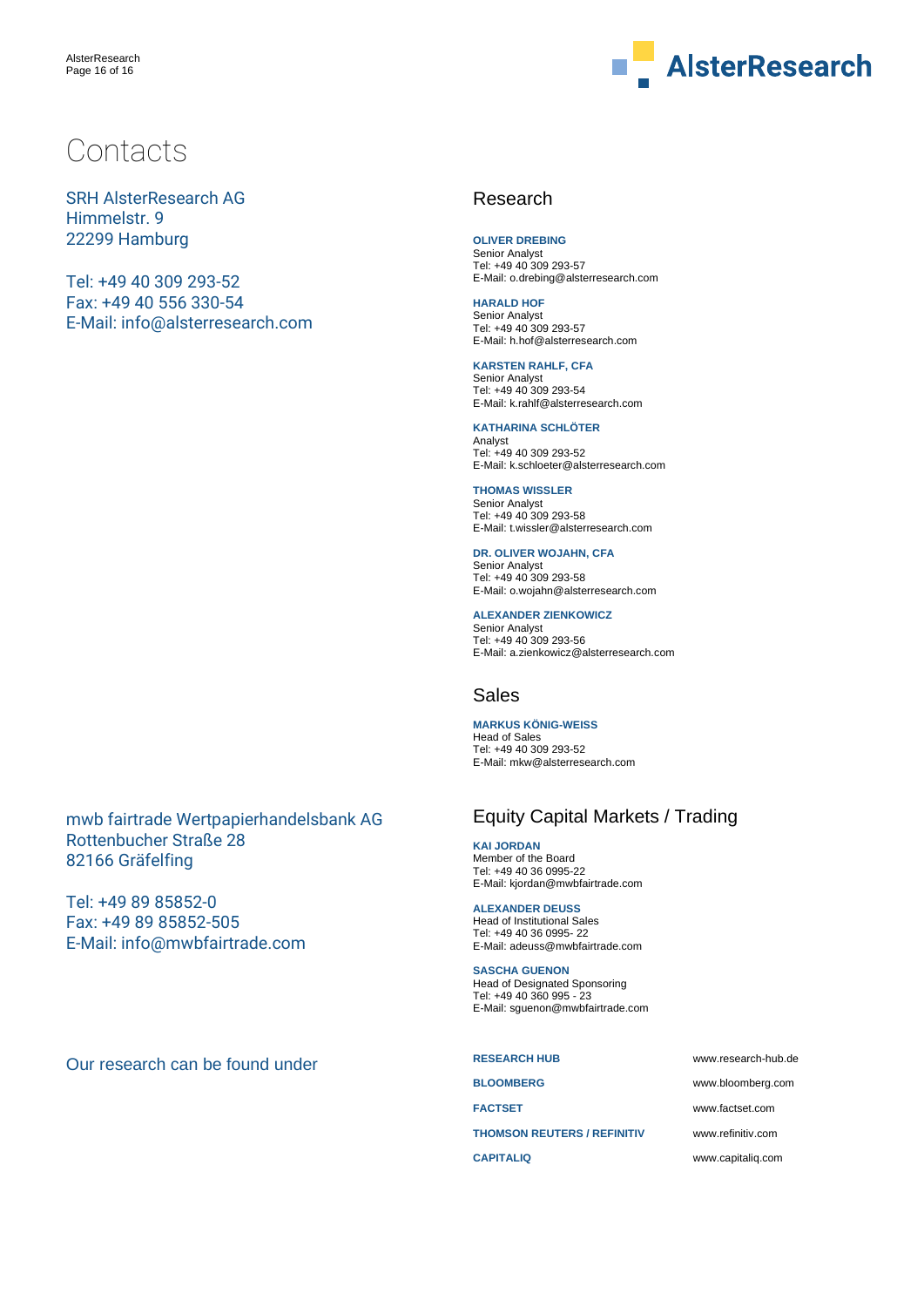# Contacts

SRH AlsterResearch AG
Himmelstr. 9
22299 Hamburg

Tel: +49 40 309 293-52
Fax: +49 40 556 330-54
E-Mail: info@alsterresearch.com

## Research

**OLIVER DREBING**
Senior Analyst
Tel: +49 40 309 293-57
E-Mail: o.drebing@alsterresearch.com

**HARALD HOF**
Senior Analyst
Tel: +49 40 309 293-57
E-Mail: h.hof@alsterresearch.com

**KARSTEN RAHLF, CFA**
Senior Analyst
Tel: +49 40 309 293-54
E-Mail: k.rahlf@alsterresearch.com

**KATHARINA SCHLÖTER**
Analyst
Tel: +49 40 309 293-52
E-Mail: k.schloeter@alsterresearch.com

**THOMAS WISSLER**
Senior Analyst
Tel: +49 40 309 293-58
E-Mail: t.wissler@alsterresearch.com

**DR. OLIVER WOJAHN, CFA**
Senior Analyst
Tel: +49 40 309 293-58
E-Mail: o.wojahn@alsterresearch.com

**ALEXANDER ZIENKOWICZ**
Senior Analyst
Tel: +49 40 309 293-56
E-Mail: a.zienkowicz@alsterresearch.com

## Sales

**MARKUS KÖNIG-WEISS**
Head of Sales
Tel: +49 40 309 293-52
E-Mail: mkw@alsterresearch.com

mwb fairtrade Wertpapierhandelsbank AG
Rottenbucher Straße 28
82166 Gräfelfing

Tel: +49 89 85852-0
Fax: +49 89 85852-505
E-Mail: info@mwbfairtrade.com

## Equity Capital Markets / Trading

**KAI JORDAN**
Member of the Board
Tel: +49 40 36 0995-22
E-Mail: kjordan@mwbfairtrade.com

**ALEXANDER DEUSS**
Head of Institutional Sales
Tel: +49 40 36 0995- 22
E-Mail: adeuss@mwbfairtrade.com

**SASCHA GUENON**
Head of Designated Sponsoring
Tel: +49 40 360 995 - 23
E-Mail: sguenon@mwbfairtrade.com

Our research can be found under

| | |
|---|---|
| **RESEARCH HUB** | www.research-hub.de |
| **BLOOMBERG** | www.bloomberg.com |
| **FACTSET** | www.factset.com |
| **THOMSON REUTERS / REFINITIV** | www.refinitiv.com |
| **CAPITALIQ** | www.capitaliq.com |